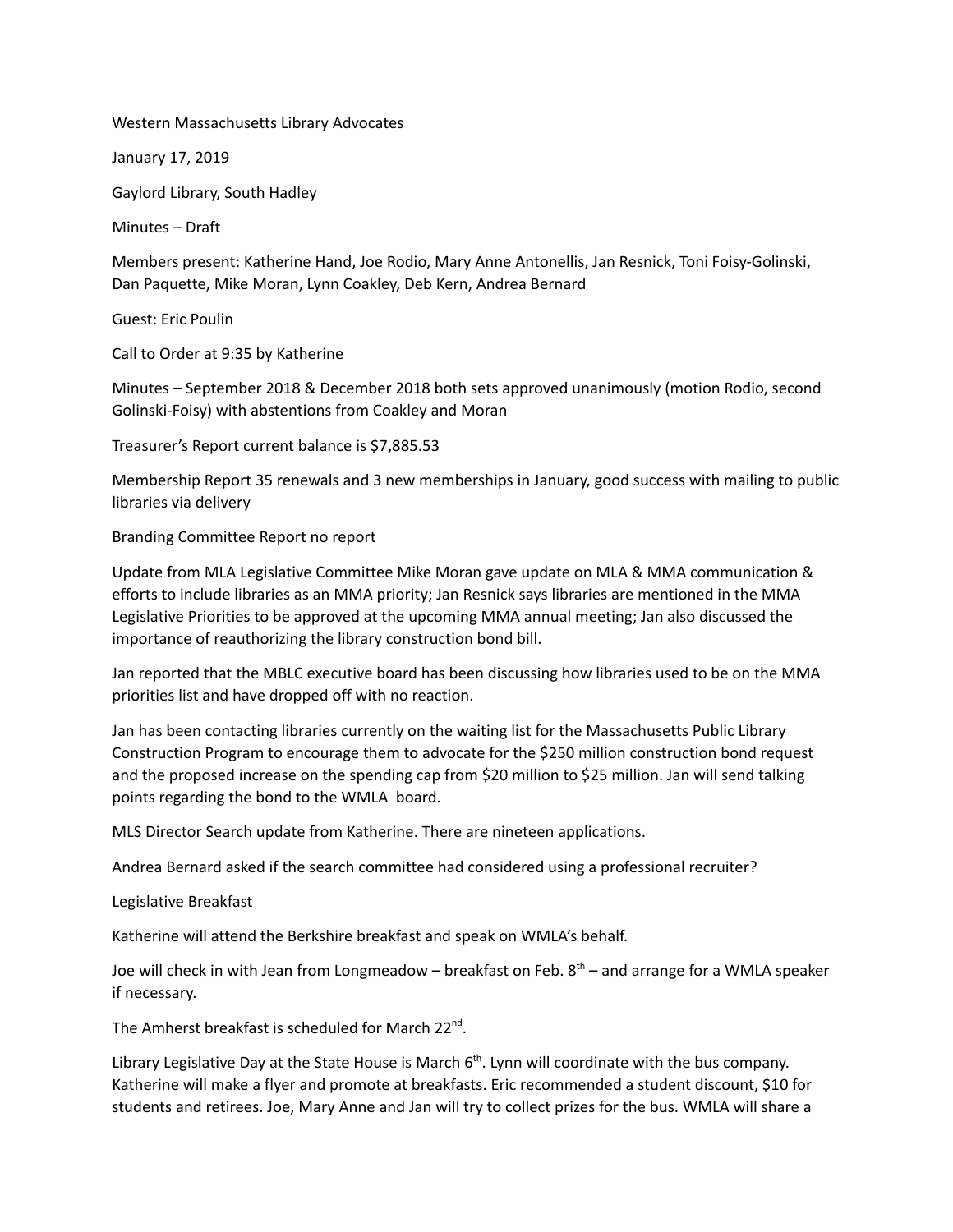Western Massachusetts Library Advocates

January 17, 2019

Gaylord Library, South Hadley

Minutes – Draft

Members present: Katherine Hand, Joe Rodio, Mary Anne Antonellis, Jan Resnick, Toni Foisy-Golinski, Dan Paquette, Mike Moran, Lynn Coakley, Deb Kern, Andrea Bernard

Guest: Eric Poulin

Call to Order at 9:35 by Katherine

Minutes – September 2018 & December 2018 both sets approved unanimously (motion Rodio, second Golinski-Foisy) with abstentions from Coakley and Moran

Treasurer's Report current balance is $7,885.53

Membership Report 35 renewals and 3 new memberships in January, good success with mailing to public libraries via delivery

Branding Committee Report no report

Update from MLA Legislative Committee Mike Moran gave update on MLA & MMA communication & efforts to include libraries as an MMA priority; Jan Resnick says libraries are mentioned in the MMA Legislative Priorities to be approved at the upcoming MMA annual meeting; Jan also discussed the importance of reauthorizing the library construction bond bill.

Jan reported that the MBLC executive board has been discussing how libraries used to be on the MMA priorities list and have dropped off with no reaction.

Jan has been contacting libraries currently on the waiting list for the Massachusetts Public Library Construction Program to encourage them to advocate for the $250 million construction bond request and the proposed increase on the spending cap from $20 million to $25 million. Jan will send talking points regarding the bond to the WMLA board.

MLS Director Search update from Katherine. There are nineteen applications.

Andrea Bernard asked if the search committee had considered using a professional recruiter?

Legislative Breakfast

Katherine will attend the Berkshire breakfast and speak on WMLA's behalf.

Joe will check in with Jean from Longmeadow – breakfast on Feb. 8th – and arrange for a WMLA speaker if necessary.

The Amherst breakfast is scheduled for March 22nd.

Library Legislative Day at the State House is March 6th. Lynn will coordinate with the bus company. Katherine will make a flyer and promote at breakfasts. Eric recommended a student discount, $10 for students and retirees. Joe, Mary Anne and Jan will try to collect prizes for the bus. WMLA will share a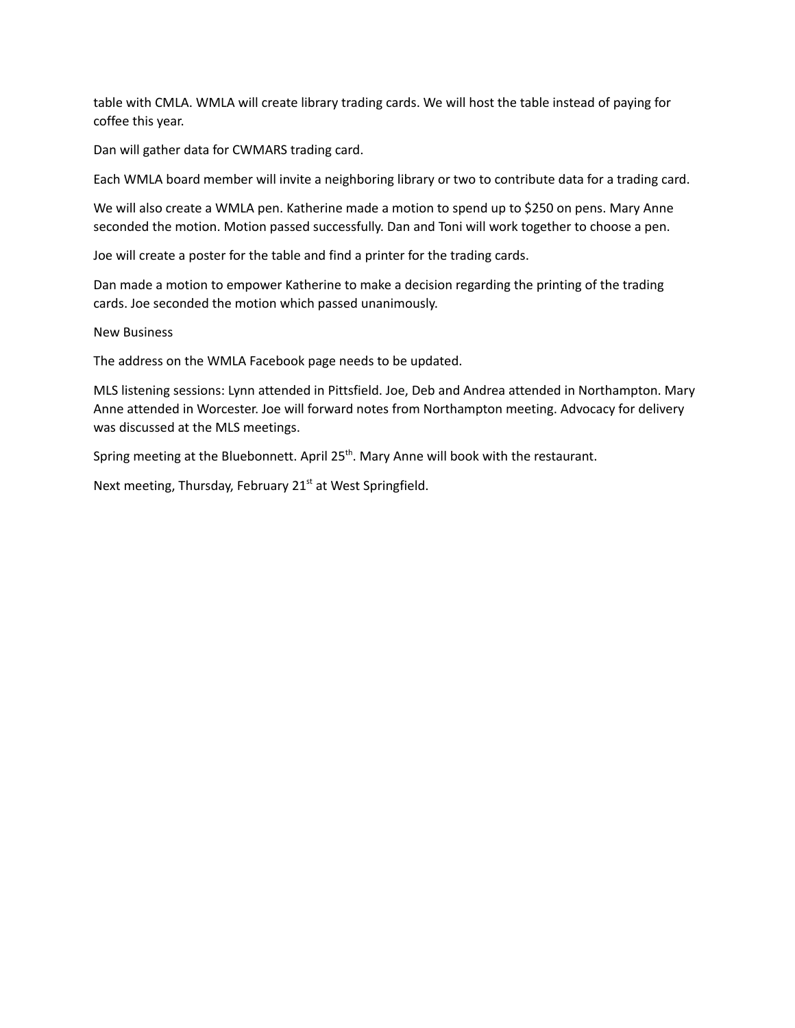table with CMLA. WMLA will create library trading cards. We will host the table instead of paying for coffee this year.

Dan will gather data for CWMARS trading card.

Each WMLA board member will invite a neighboring library or two to contribute data for a trading card.

We will also create a WMLA pen. Katherine made a motion to spend up to $250 on pens. Mary Anne seconded the motion. Motion passed successfully. Dan and Toni will work together to choose a pen.

Joe will create a poster for the table and find a printer for the trading cards.

Dan made a motion to empower Katherine to make a decision regarding the printing of the trading cards. Joe seconded the motion which passed unanimously.

New Business

The address on the WMLA Facebook page needs to be updated.

MLS listening sessions: Lynn attended in Pittsfield. Joe, Deb and Andrea attended in Northampton. Mary Anne attended in Worcester. Joe will forward notes from Northampton meeting. Advocacy for delivery was discussed at the MLS meetings.

Spring meeting at the Bluebonnett. April 25th. Mary Anne will book with the restaurant.

Next meeting, Thursday, February 21st at West Springfield.